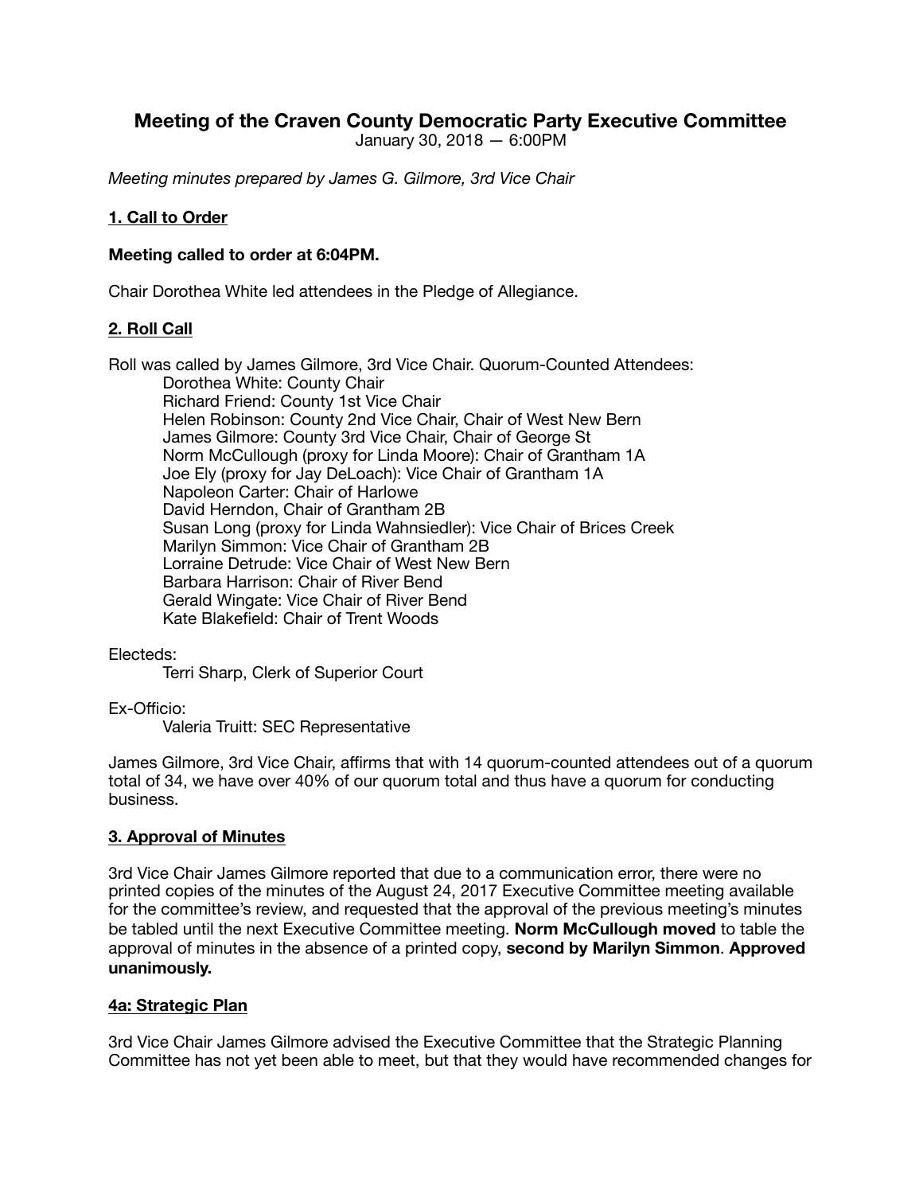# Meeting of the Craven County Democratic Party Executive Committee

January 30, 2018 — 6:00PM

*Meeting minutes prepared by James G. Gilmore, 3rd Vice Chair*

## 1. Call to Order

**Meeting called to order at 6:04PM.**

Chair Dorothea White led attendees in the Pledge of Allegiance.

## 2. Roll Call

Roll was called by James Gilmore, 3rd Vice Chair. Quorum-Counted Attendees:

- Dorothea White: County Chair
- Richard Friend: County 1st Vice Chair
- Helen Robinson: County 2nd Vice Chair, Chair of West New Bern
- James Gilmore: County 3rd Vice Chair, Chair of George St
- Norm McCullough (proxy for Linda Moore): Chair of Grantham 1A
- Joe Ely (proxy for Jay DeLoach): Vice Chair of Grantham 1A
- Napoleon Carter: Chair of Harlowe
- David Herndon, Chair of Grantham 2B
- Susan Long (proxy for Linda Wahnsiedler): Vice Chair of Brices Creek
- Marilyn Simmon: Vice Chair of Grantham 2B
- Lorraine Detrude: Vice Chair of West New Bern
- Barbara Harrison: Chair of River Bend
- Gerald Wingate: Vice Chair of River Bend
- Kate Blakefield: Chair of Trent Woods

Electeds:

- Terri Sharp, Clerk of Superior Court

Ex-Officio:

- Valeria Truitt: SEC Representative

James Gilmore, 3rd Vice Chair, affirms that with 14 quorum-counted attendees out of a quorum total of 34, we have over 40% of our quorum total and thus have a quorum for conducting business.

## 3. Approval of Minutes

3rd Vice Chair James Gilmore reported that due to a communication error, there were no printed copies of the minutes of the August 24, 2017 Executive Committee meeting available for the committee's review, and requested that the approval of the previous meeting's minutes be tabled until the next Executive Committee meeting. **Norm McCullough moved** to table the approval of minutes in the absence of a printed copy, **second by Marilyn Simmon**. **Approved unanimously.**

## 4a: Strategic Plan

3rd Vice Chair James Gilmore advised the Executive Committee that the Strategic Planning Committee has not yet been able to meet, but that they would have recommended changes for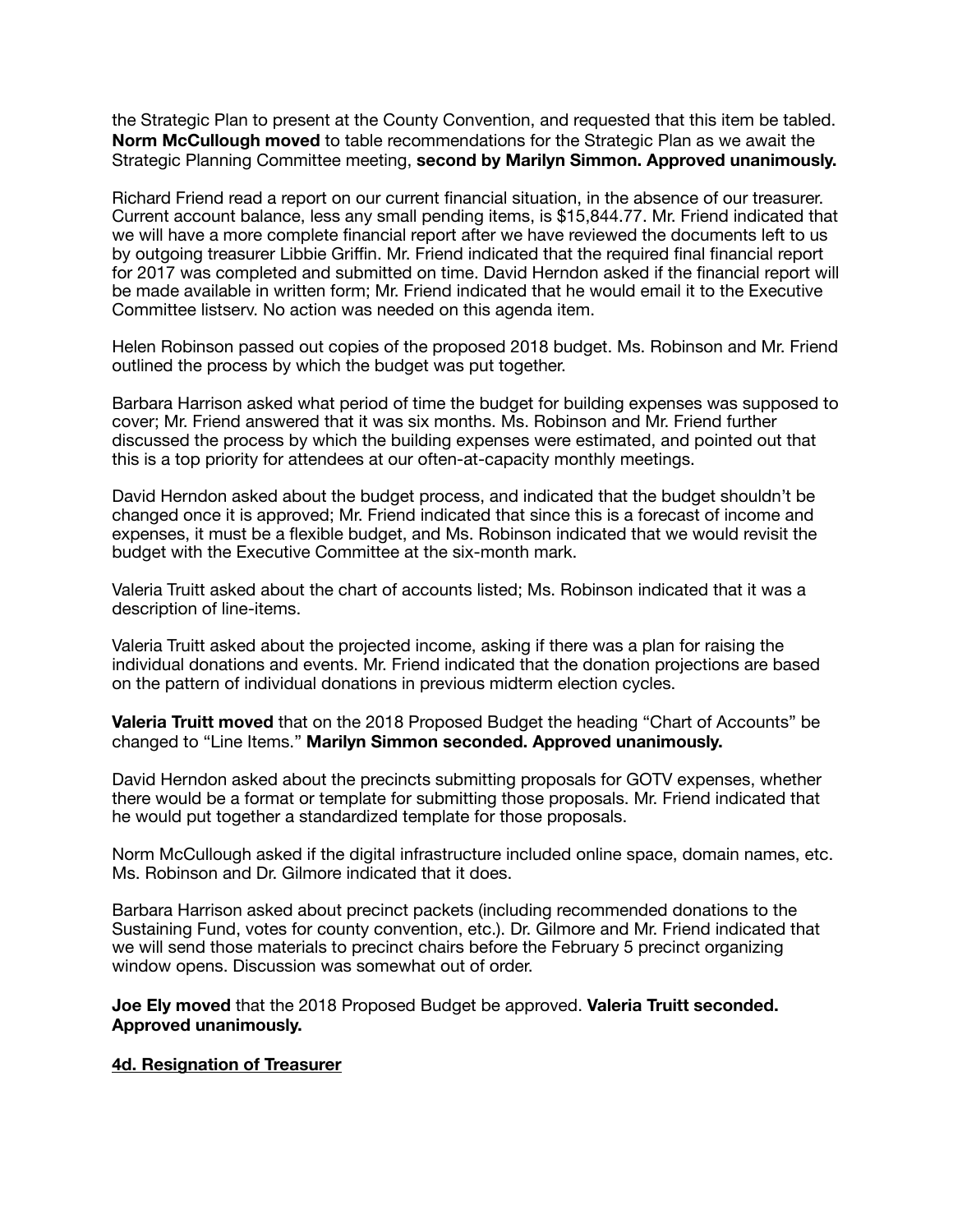the Strategic Plan to present at the County Convention, and requested that this item be tabled. **Norm McCullough moved** to table recommendations for the Strategic Plan as we await the Strategic Planning Committee meeting, **second by Marilyn Simmon. Approved unanimously.**

Richard Friend read a report on our current financial situation, in the absence of our treasurer. Current account balance, less any small pending items, is $15,844.77. Mr. Friend indicated that we will have a more complete financial report after we have reviewed the documents left to us by outgoing treasurer Libbie Griffin. Mr. Friend indicated that the required final financial report for 2017 was completed and submitted on time. David Herndon asked if the financial report will be made available in written form; Mr. Friend indicated that he would email it to the Executive Committee listserv. No action was needed on this agenda item.

Helen Robinson passed out copies of the proposed 2018 budget. Ms. Robinson and Mr. Friend outlined the process by which the budget was put together.

Barbara Harrison asked what period of time the budget for building expenses was supposed to cover; Mr. Friend answered that it was six months. Ms. Robinson and Mr. Friend further discussed the process by which the building expenses were estimated, and pointed out that this is a top priority for attendees at our often-at-capacity monthly meetings.

David Herndon asked about the budget process, and indicated that the budget shouldn't be changed once it is approved; Mr. Friend indicated that since this is a forecast of income and expenses, it must be a flexible budget, and Ms. Robinson indicated that we would revisit the budget with the Executive Committee at the six-month mark.

Valeria Truitt asked about the chart of accounts listed; Ms. Robinson indicated that it was a description of line-items.

Valeria Truitt asked about the projected income, asking if there was a plan for raising the individual donations and events. Mr. Friend indicated that the donation projections are based on the pattern of individual donations in previous midterm election cycles.

**Valeria Truitt moved** that on the 2018 Proposed Budget the heading "Chart of Accounts" be changed to "Line Items." **Marilyn Simmon seconded. Approved unanimously.**

David Herndon asked about the precincts submitting proposals for GOTV expenses, whether there would be a format or template for submitting those proposals. Mr. Friend indicated that he would put together a standardized template for those proposals.

Norm McCullough asked if the digital infrastructure included online space, domain names, etc. Ms. Robinson and Dr. Gilmore indicated that it does.

Barbara Harrison asked about precinct packets (including recommended donations to the Sustaining Fund, votes for county convention, etc.). Dr. Gilmore and Mr. Friend indicated that we will send those materials to precinct chairs before the February 5 precinct organizing window opens. Discussion was somewhat out of order.

**Joe Ely moved** that the 2018 Proposed Budget be approved. **Valeria Truitt seconded. Approved unanimously.**

**4d. Resignation of Treasurer**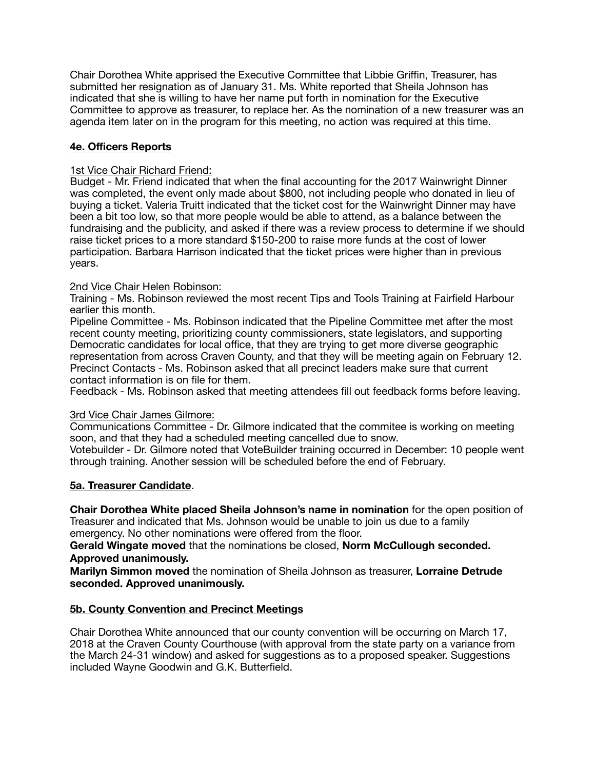Chair Dorothea White apprised the Executive Committee that Libbie Griffin, Treasurer, has submitted her resignation as of January 31. Ms. White reported that Sheila Johnson has indicated that she is willing to have her name put forth in nomination for the Executive Committee to approve as treasurer, to replace her. As the nomination of a new treasurer was an agenda item later on in the program for this meeting, no action was required at this time.

## 4e. Officers Reports

1st Vice Chair Richard Friend:

Budget - Mr. Friend indicated that when the final accounting for the 2017 Wainwright Dinner was completed, the event only made about $800, not including people who donated in lieu of buying a ticket. Valeria Truitt indicated that the ticket cost for the Wainwright Dinner may have been a bit too low, so that more people would be able to attend, as a balance between the fundraising and the publicity, and asked if there was a review process to determine if we should raise ticket prices to a more standard $150-200 to raise more funds at the cost of lower participation. Barbara Harrison indicated that the ticket prices were higher than in previous years.

2nd Vice Chair Helen Robinson:

Training - Ms. Robinson reviewed the most recent Tips and Tools Training at Fairfield Harbour earlier this month.

Pipeline Committee - Ms. Robinson indicated that the Pipeline Committee met after the most recent county meeting, prioritizing county commissioners, state legislators, and supporting Democratic candidates for local office, that they are trying to get more diverse geographic representation from across Craven County, and that they will be meeting again on February 12.

Precinct Contacts - Ms. Robinson asked that all precinct leaders make sure that current contact information is on file for them.

Feedback - Ms. Robinson asked that meeting attendees fill out feedback forms before leaving.

3rd Vice Chair James Gilmore:

Communications Committee - Dr. Gilmore indicated that the commitee is working on meeting soon, and that they had a scheduled meeting cancelled due to snow.

Votebuilder - Dr. Gilmore noted that VoteBuilder training occurred in December: 10 people went through training. Another session will be scheduled before the end of February.

## 5a. Treasurer Candidate.

**Chair Dorothea White placed Sheila Johnson's name in nomination** for the open position of Treasurer and indicated that Ms. Johnson would be unable to join us due to a family emergency. No other nominations were offered from the floor.

**Gerald Wingate moved** that the nominations be closed, **Norm McCullough seconded. Approved unanimously.**

**Marilyn Simmon moved** the nomination of Sheila Johnson as treasurer, **Lorraine Detrude seconded. Approved unanimously.**

## 5b. County Convention and Precinct Meetings

Chair Dorothea White announced that our county convention will be occurring on March 17, 2018 at the Craven County Courthouse (with approval from the state party on a variance from the March 24-31 window) and asked for suggestions as to a proposed speaker. Suggestions included Wayne Goodwin and G.K. Butterfield.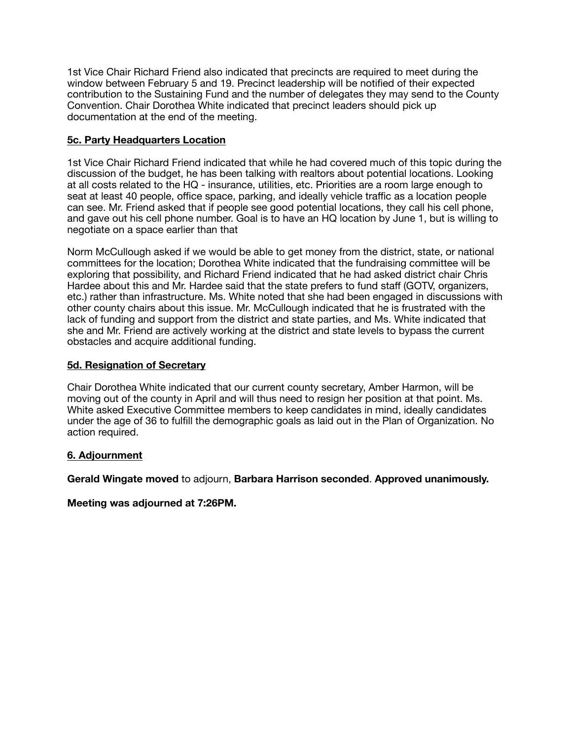1st Vice Chair Richard Friend also indicated that precincts are required to meet during the window between February 5 and 19. Precinct leadership will be notified of their expected contribution to the Sustaining Fund and the number of delegates they may send to the County Convention. Chair Dorothea White indicated that precinct leaders should pick up documentation at the end of the meeting.

## 5c. Party Headquarters Location

1st Vice Chair Richard Friend indicated that while he had covered much of this topic during the discussion of the budget, he has been talking with realtors about potential locations. Looking at all costs related to the HQ - insurance, utilities, etc. Priorities are a room large enough to seat at least 40 people, office space, parking, and ideally vehicle traffic as a location people can see. Mr. Friend asked that if people see good potential locations, they call his cell phone, and gave out his cell phone number. Goal is to have an HQ location by June 1, but is willing to negotiate on a space earlier than that

Norm McCullough asked if we would be able to get money from the district, state, or national committees for the location; Dorothea White indicated that the fundraising committee will be exploring that possibility, and Richard Friend indicated that he had asked district chair Chris Hardee about this and Mr. Hardee said that the state prefers to fund staff (GOTV, organizers, etc.) rather than infrastructure. Ms. White noted that she had been engaged in discussions with other county chairs about this issue. Mr. McCullough indicated that he is frustrated with the lack of funding and support from the district and state parties, and Ms. White indicated that she and Mr. Friend are actively working at the district and state levels to bypass the current obstacles and acquire additional funding.

## 5d. Resignation of Secretary

Chair Dorothea White indicated that our current county secretary, Amber Harmon, will be moving out of the county in April and will thus need to resign her position at that point. Ms. White asked Executive Committee members to keep candidates in mind, ideally candidates under the age of 36 to fulfill the demographic goals as laid out in the Plan of Organization. No action required.

## 6. Adjournment

**Gerald Wingate moved** to adjourn, **Barbara Harrison seconded**. **Approved unanimously.**

**Meeting was adjourned at 7:26PM.**